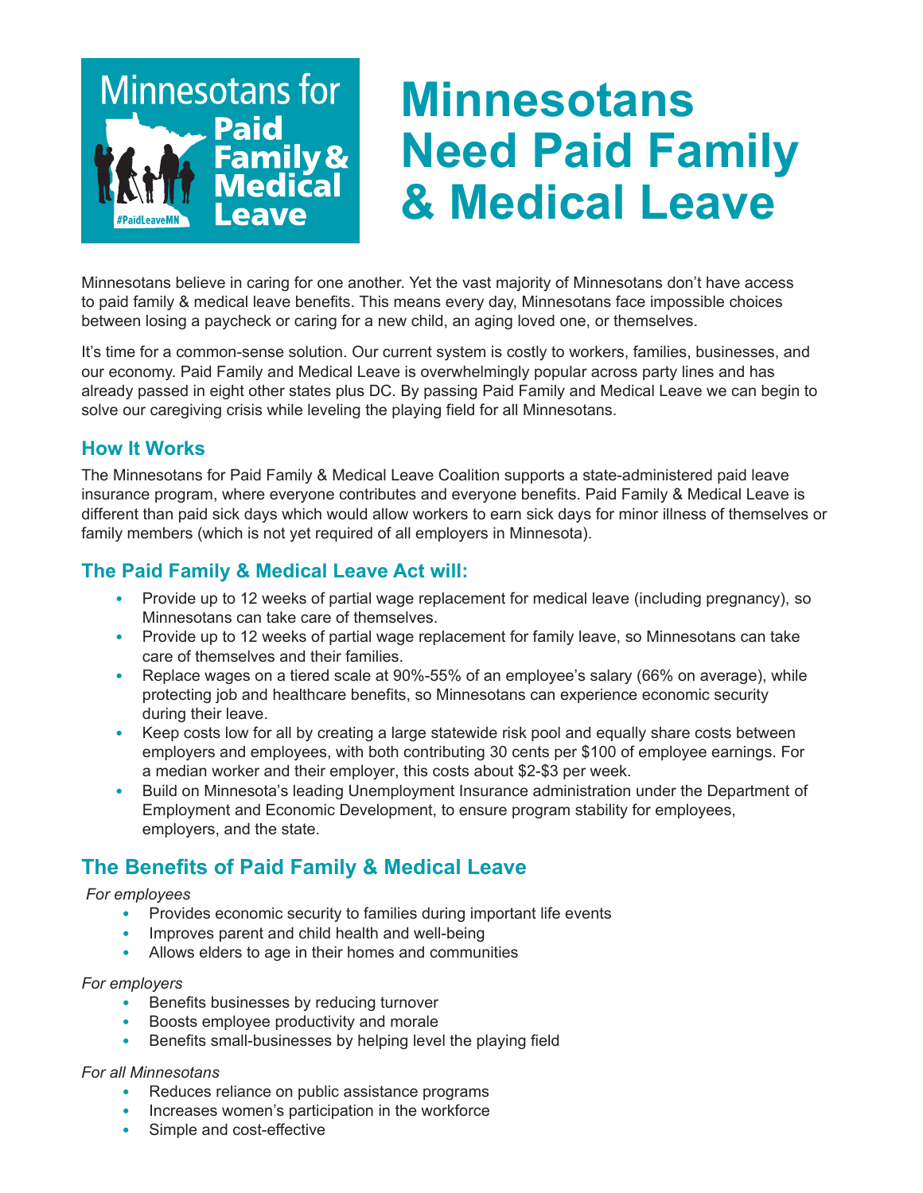Minnesotans for Paid Family & Medical Leave

#PaidLeaveMN

# Minnesotans Need Paid Family & Medical Leave

Minnesotans believe in caring for one another. Yet the vast majority of Minnesotans don't have access to paid family & medical leave benefits. This means every day, Minnesotans face impossible choices between losing a paycheck or caring for a new child, an aging loved one, or themselves.

It's time for a common-sense solution. Our current system is costly to workers, families, businesses, and our economy. Paid Family and Medical Leave is overwhelmingly popular across party lines and has already passed in eight other states plus DC. By passing Paid Family and Medical Leave we can begin to solve our caregiving crisis while leveling the playing field for all Minnesotans.

## How It Works

The Minnesotans for Paid Family & Medical Leave Coalition supports a state-administered paid leave insurance program, where everyone contributes and everyone benefits. Paid Family & Medical Leave is different than paid sick days which would allow workers to earn sick days for minor illness of themselves or family members (which is not yet required of all employers in Minnesota).

## The Paid Family & Medical Leave Act will:

- Provide up to 12 weeks of partial wage replacement for medical leave (including pregnancy), so Minnesotans can take care of themselves.
- Provide up to 12 weeks of partial wage replacement for family leave, so Minnesotans can take care of themselves and their families.
- Replace wages on a tiered scale at 90%-55% of an employee's salary (66% on average), while protecting job and healthcare benefits, so Minnesotans can experience economic security during their leave.
- Keep costs low for all by creating a large statewide risk pool and equally share costs between employers and employees, with both contributing 30 cents per $100 of employee earnings. For a median worker and their employer, this costs about $2-$3 per week.
- Build on Minnesota's leading Unemployment Insurance administration under the Department of Employment and Economic Development, to ensure program stability for employees, employers, and the state.

## The Benefits of Paid Family & Medical Leave

*For employees*

- Provides economic security to families during important life events
- Improves parent and child health and well-being
- Allows elders to age in their homes and communities

*For employers*

- Benefits businesses by reducing turnover
- Boosts employee productivity and morale
- Benefits small-businesses by helping level the playing field

*For all Minnesotans*

- Reduces reliance on public assistance programs
- Increases women's participation in the workforce
- Simple and cost-effective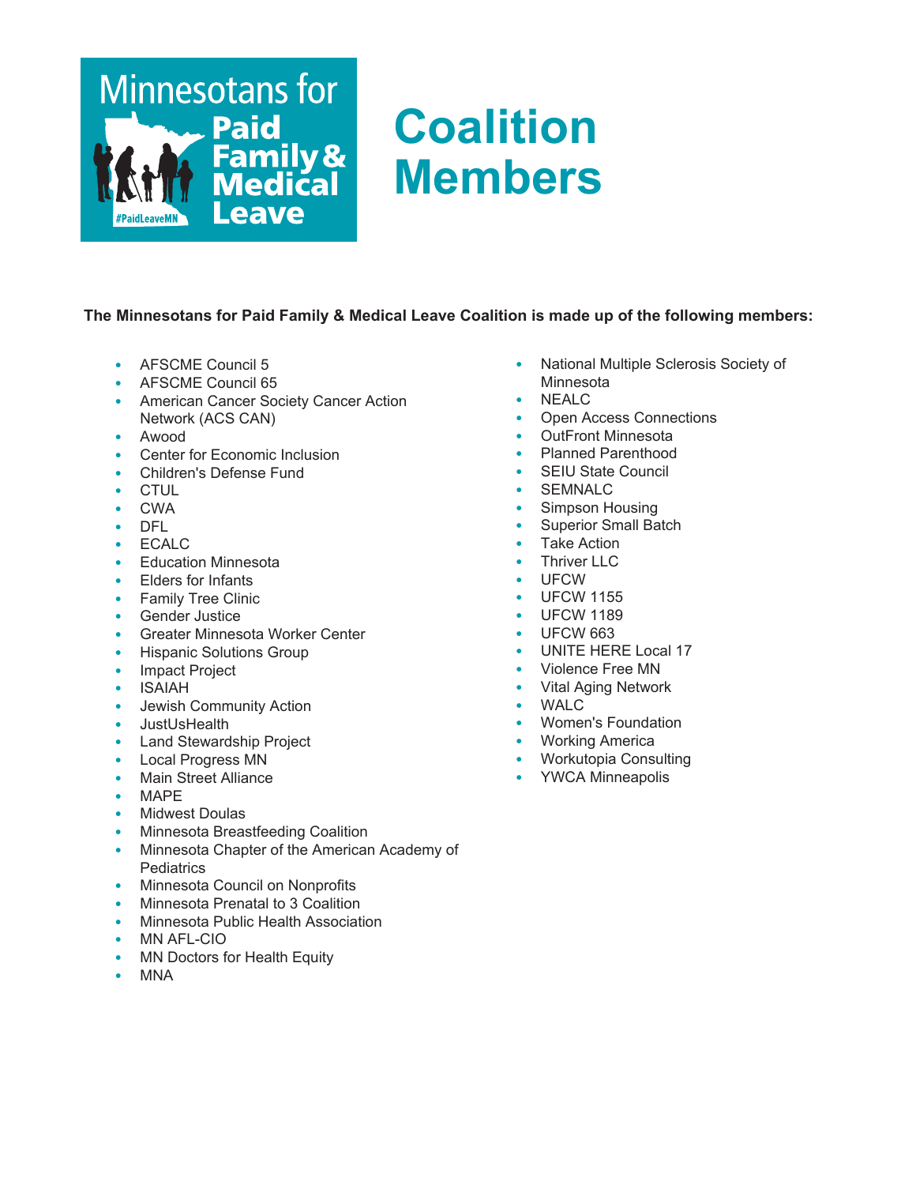Minnesotans for Paid Family & Medical Leave

#PaidLeaveMN

# Coalition Members

**The Minnesotans for Paid Family & Medical Leave Coalition is made up of the following members:**

- AFSCME Council 5
- AFSCME Council 65
- American Cancer Society Cancer Action Network (ACS CAN)
- Awood
- Center for Economic Inclusion
- Children's Defense Fund
- CTUL
- CWA
- DFL
- ECALC
- Education Minnesota
- Elders for Infants
- Family Tree Clinic
- Gender Justice
- Greater Minnesota Worker Center
- Hispanic Solutions Group
- Impact Project
- ISAIAH
- Jewish Community Action
- JustUsHealth
- Land Stewardship Project
- Local Progress MN
- Main Street Alliance
- MAPE
- Midwest Doulas
- Minnesota Breastfeeding Coalition
- Minnesota Chapter of the American Academy of Pediatrics
- Minnesota Council on Nonprofits
- Minnesota Prenatal to 3 Coalition
- Minnesota Public Health Association
- MN AFL-CIO
- MN Doctors for Health Equity
- MNA
- National Multiple Sclerosis Society of Minnesota
- NEALC
- Open Access Connections
- OutFront Minnesota
- Planned Parenthood
- SEIU State Council
- SEMNALC
- Simpson Housing
- Superior Small Batch
- Take Action
- Thriver LLC
- UFCW
- UFCW 1155
- UFCW 1189
- UFCW 663
- UNITE HERE Local 17
- Violence Free MN
- Vital Aging Network
- WALC
- Women's Foundation
- Working America
- Workutopia Consulting
- YWCA Minneapolis